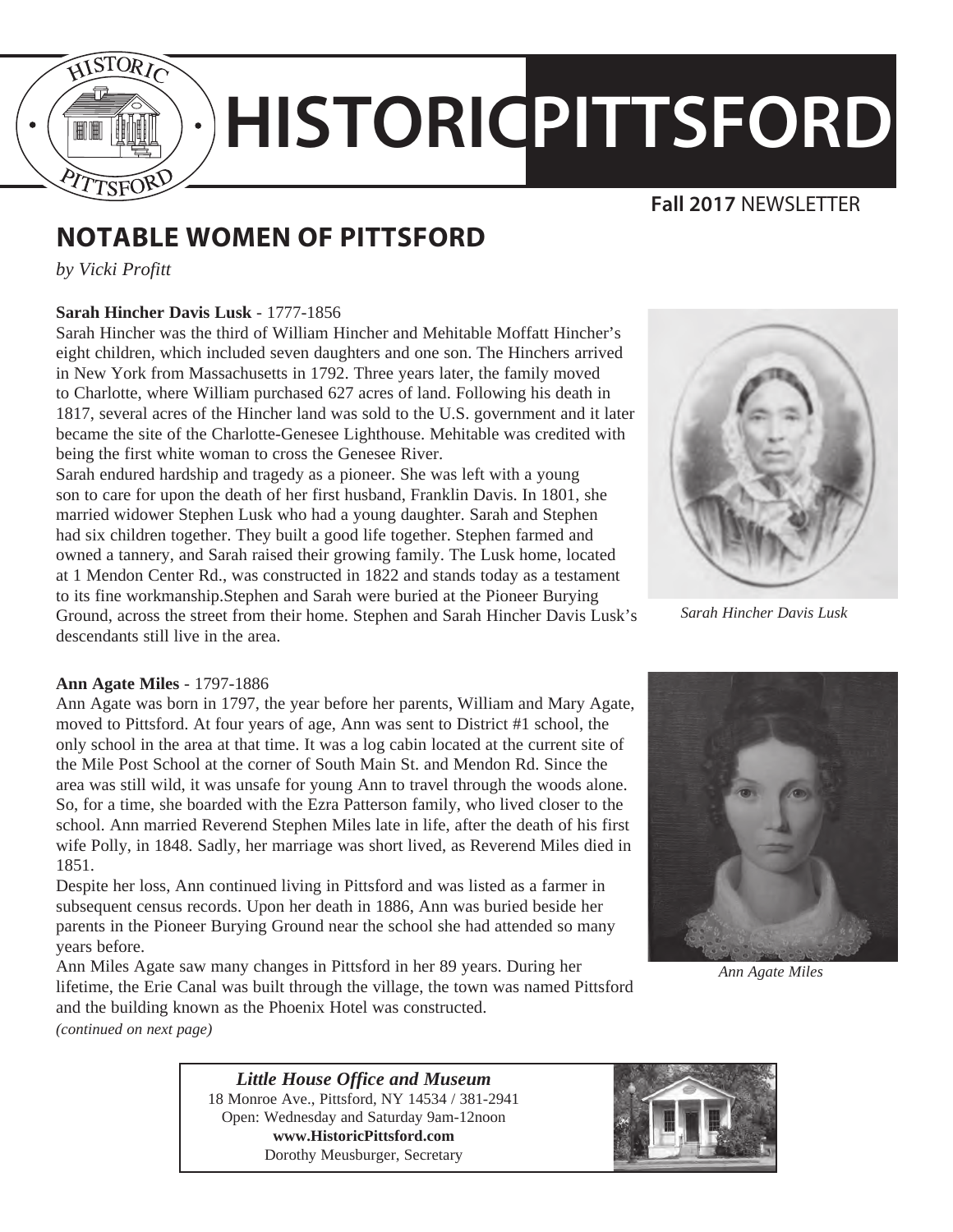# HISTORIC PITTSFORD

**Fall 2017** NEWSLETTER

## NOTABLE WOMEN OF PITTSFORD

*by Vicki Profitt*

**Sarah Hincher Davis Lusk** - 1777-1856

Sarah Hincher was the third of William Hincher and Mehitable Moffatt Hincher's eight children, which included seven daughters and one son. The Hinchers arrived in New York from Massachusetts in 1792. Three years later, the family moved to Charlotte, where William purchased 627 acres of land. Following his death in 1817, several acres of the Hincher land was sold to the U.S. government and it later became the site of the Charlotte-Genesee Lighthouse. Mehitable was credited with being the first white woman to cross the Genesee River.

Sarah endured hardship and tragedy as a pioneer. She was left with a young son to care for upon the death of her first husband, Franklin Davis. In 1801, she married widower Stephen Lusk who had a young daughter. Sarah and Stephen had six children together. They built a good life together. Stephen farmed and owned a tannery, and Sarah raised their growing family. The Lusk home, located at 1 Mendon Center Rd., was constructed in 1822 and stands today as a testament to its fine workmanship.Stephen and Sarah were buried at the Pioneer Burying Ground, across the street from their home. Stephen and Sarah Hincher Davis Lusk's descendants still live in the area.

*Sarah Hincher Davis Lusk*

**Ann Agate Miles** - 1797-1886

Ann Agate was born in 1797, the year before her parents, William and Mary Agate, moved to Pittsford. At four years of age, Ann was sent to District #1 school, the only school in the area at that time. It was a log cabin located at the current site of the Mile Post School at the corner of South Main St. and Mendon Rd. Since the area was still wild, it was unsafe for young Ann to travel through the woods alone. So, for a time, she boarded with the Ezra Patterson family, who lived closer to the school. Ann married Reverend Stephen Miles late in life, after the death of his first wife Polly, in 1848. Sadly, her marriage was short lived, as Reverend Miles died in 1851.

Despite her loss, Ann continued living in Pittsford and was listed as a farmer in subsequent census records. Upon her death in 1886, Ann was buried beside her parents in the Pioneer Burying Ground near the school she had attended so many years before.

Ann Miles Agate saw many changes in Pittsford in her 89 years. During her lifetime, the Erie Canal was built through the village, the town was named Pittsford and the building known as the Phoenix Hotel was constructed.

*Ann Agate Miles*

*(continued on next page)*

***Little House Office and Museum***
18 Monroe Ave., Pittsford, NY 14534 / 381-2941
Open: Wednesday and Saturday 9am-12noon
**www.HistoricPittsford.com**
Dorothy Meusburger, Secretary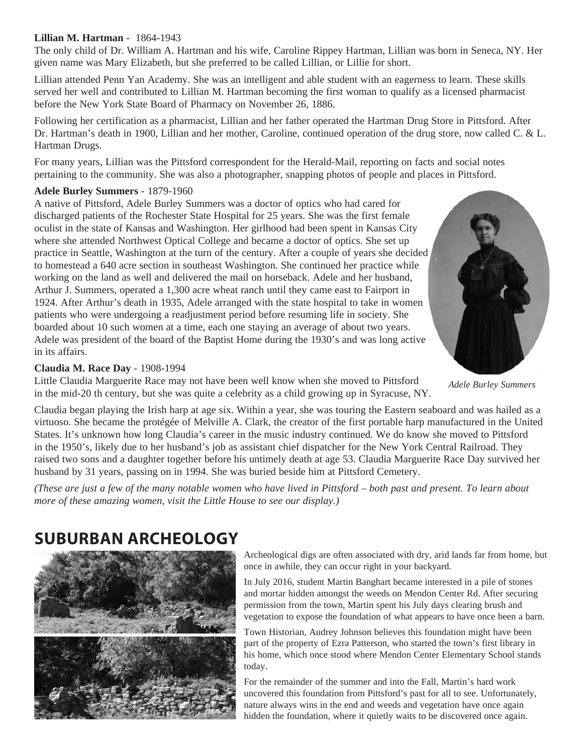**Lillian M. Hartman** - 1864-1943

The only child of Dr. William A. Hartman and his wife, Caroline Rippey Hartman, Lillian was born in Seneca, NY. Her given name was Mary Elizabeth, but she preferred to be called Lillian, or Lillie for short.

Lillian attended Penn Yan Academy. She was an intelligent and able student with an eagerness to learn. These skills served her well and contributed to Lillian M. Hartman becoming the first woman to qualify as a licensed pharmacist before the New York State Board of Pharmacy on November 26, 1886.

Following her certification as a pharmacist, Lillian and her father operated the Hartman Drug Store in Pittsford. After Dr. Hartman's death in 1900, Lillian and her mother, Caroline, continued operation of the drug store, now called C. & L. Hartman Drugs.

For many years, Lillian was the Pittsford correspondent for the Herald-Mail, reporting on facts and social notes pertaining to the community. She was also a photographer, snapping photos of people and places in Pittsford.

**Adele Burley Summers** - 1879-1960

A native of Pittsford, Adele Burley Summers was a doctor of optics who had cared for discharged patients of the Rochester State Hospital for 25 years. She was the first female oculist in the state of Kansas and Washington. Her girlhood had been spent in Kansas City where she attended Northwest Optical College and became a doctor of optics. She set up practice in Seattle, Washington at the turn of the century. After a couple of years she decided to homestead a 640 acre section in southeast Washington. She continued her practice while working on the land as well and delivered the mail on horseback. Adele and her husband, Arthur J. Summers, operated a 1,300 acre wheat ranch until they came east to Fairport in 1924. After Arthur's death in 1935, Adele arranged with the state hospital to take in women patients who were undergoing a readjustment period before resuming life in society. She boarded about 10 such women at a time, each one staying an average of about two years. Adele was president of the board of the Baptist Home during the 1930's and was long active in its affairs.

*Adele Burley Summers*

**Claudia M. Race Day** - 1908-1994

Little Claudia Marguerite Race may not have been well know when she moved to Pittsford in the mid-20 th century, but she was quite a celebrity as a child growing up in Syracuse, NY.

Claudia began playing the Irish harp at age six. Within a year, she was touring the Eastern seaboard and was hailed as a virtuoso. She became the protégée of Melville A. Clark, the creator of the first portable harp manufactured in the United States. It's unknown how long Claudia's career in the music industry continued. We do know she moved to Pittsford in the 1950's, likely due to her husband's job as assistant chief dispatcher for the New York Central Railroad. They raised two sons and a daughter together before his untimely death at age 53. Claudia Marguerite Race Day survived her husband by 31 years, passing on in 1994. She was buried beside him at Pittsford Cemetery.

*(These are just a few of the many notable women who have lived in Pittsford – both past and present. To learn about more of these amazing women, visit the Little House to see our display.)*

## SUBURBAN ARCHEOLOGY

Archeological digs are often associated with dry, arid lands far from home, but once in awhile, they can occur right in your backyard.

In July 2016, student Martin Banghart became interested in a pile of stones and mortar hidden amongst the weeds on Mendon Center Rd. After securing permission from the town, Martin spent his July days clearing brush and vegetation to expose the foundation of what appears to have once been a barn.

Town Historian, Audrey Johnson believes this foundation might have been part of the property of Ezra Patterson, who started the town's first library in his home, which once stood where Mendon Center Elementary School stands today.

For the remainder of the summer and into the Fall, Martin's hard work uncovered this foundation from Pittsford's past for all to see. Unfortunately, nature always wins in the end and weeds and vegetation have once again hidden the foundation, where it quietly waits to be discovered once again.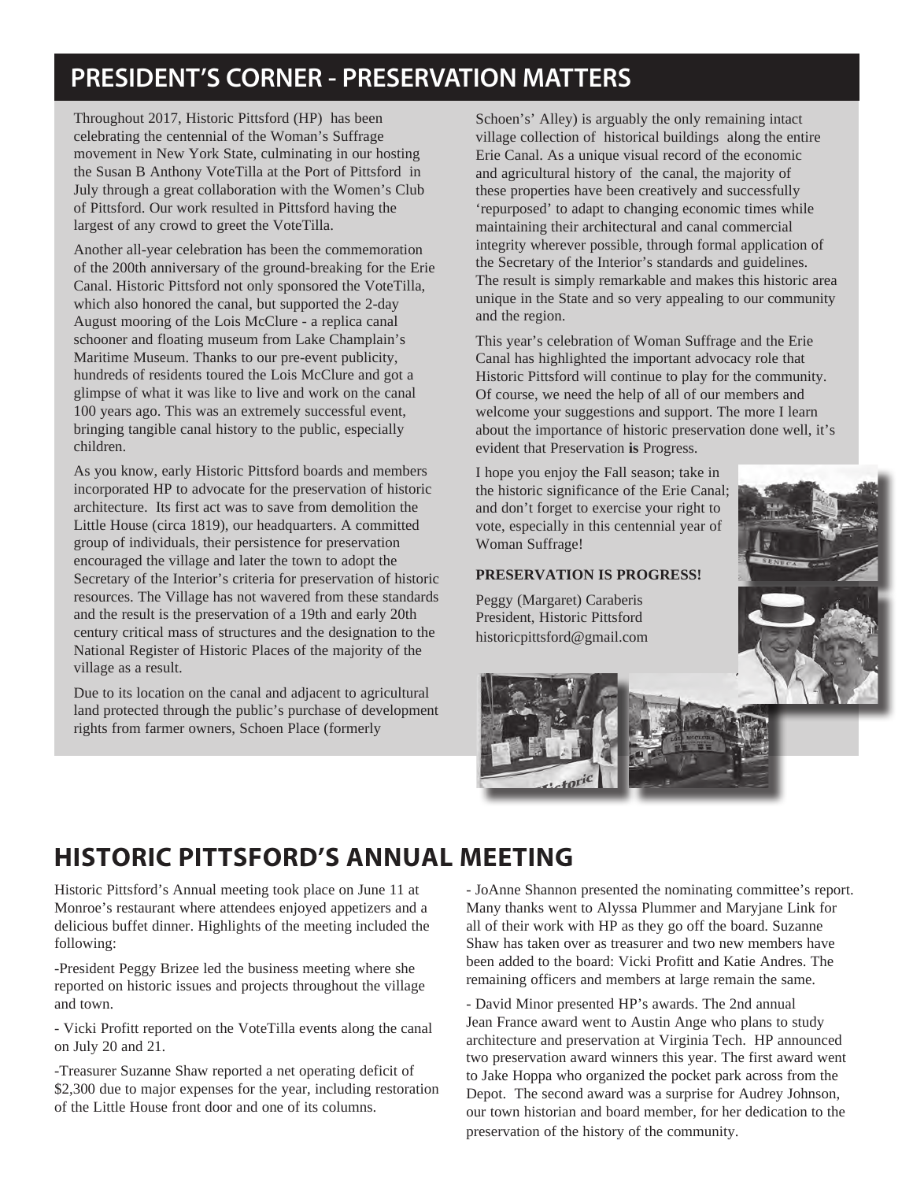## PRESIDENT'S CORNER - PRESERVATION MATTERS

Throughout 2017, Historic Pittsford (HP) has been celebrating the centennial of the Woman's Suffrage movement in New York State, culminating in our hosting the Susan B Anthony VoteTilla at the Port of Pittsford in July through a great collaboration with the Women's Club of Pittsford. Our work resulted in Pittsford having the largest of any crowd to greet the VoteTilla.

Another all-year celebration has been the commemoration of the 200th anniversary of the ground-breaking for the Erie Canal. Historic Pittsford not only sponsored the VoteTilla, which also honored the canal, but supported the 2-day August mooring of the Lois McClure - a replica canal schooner and floating museum from Lake Champlain's Maritime Museum. Thanks to our pre-event publicity, hundreds of residents toured the Lois McClure and got a glimpse of what it was like to live and work on the canal 100 years ago. This was an extremely successful event, bringing tangible canal history to the public, especially children.

As you know, early Historic Pittsford boards and members incorporated HP to advocate for the preservation of historic architecture. Its first act was to save from demolition the Little House (circa 1819), our headquarters. A committed group of individuals, their persistence for preservation encouraged the village and later the town to adopt the Secretary of the Interior's criteria for preservation of historic resources. The Village has not wavered from these standards and the result is the preservation of a 19th and early 20th century critical mass of structures and the designation to the National Register of Historic Places of the majority of the village as a result.

Due to its location on the canal and adjacent to agricultural land protected through the public's purchase of development rights from farmer owners, Schoen Place (formerly Schoen's' Alley) is arguably the only remaining intact village collection of historical buildings along the entire Erie Canal. As a unique visual record of the economic and agricultural history of the canal, the majority of these properties have been creatively and successfully 'repurposed' to adapt to changing economic times while maintaining their architectural and canal commercial integrity wherever possible, through formal application of the Secretary of the Interior's standards and guidelines. The result is simply remarkable and makes this historic area unique in the State and so very appealing to our community and the region.

This year's celebration of Woman Suffrage and the Erie Canal has highlighted the important advocacy role that Historic Pittsford will continue to play for the community. Of course, we need the help of all of our members and welcome your suggestions and support. The more I learn about the importance of historic preservation done well, it's evident that Preservation **is** Progress.

I hope you enjoy the Fall season; take in the historic significance of the Erie Canal; and don't forget to exercise your right to vote, especially in this centennial year of Woman Suffrage!

**PRESERVATION IS PROGRESS!**

Peggy (Margaret) Caraberis
President, Historic Pittsford
historicpittsford@gmail.com

## HISTORIC PITTSFORD'S ANNUAL MEETING

Historic Pittsford's Annual meeting took place on June 11 at Monroe's restaurant where attendees enjoyed appetizers and a delicious buffet dinner. Highlights of the meeting included the following:

-President Peggy Brizee led the business meeting where she reported on historic issues and projects throughout the village and town.

- Vicki Profitt reported on the VoteTilla events along the canal on July 20 and 21.

-Treasurer Suzanne Shaw reported a net operating deficit of $2,300 due to major expenses for the year, including restoration of the Little House front door and one of its columns.

- JoAnne Shannon presented the nominating committee's report. Many thanks went to Alyssa Plummer and Maryjane Link for all of their work with HP as they go off the board. Suzanne Shaw has taken over as treasurer and two new members have been added to the board: Vicki Profitt and Katie Andres. The remaining officers and members at large remain the same.

- David Minor presented HP's awards. The 2nd annual Jean France award went to Austin Ange who plans to study architecture and preservation at Virginia Tech. HP announced two preservation award winners this year. The first award went to Jake Hoppa who organized the pocket park across from the Depot. The second award was a surprise for Audrey Johnson, our town historian and board member, for her dedication to the preservation of the history of the community.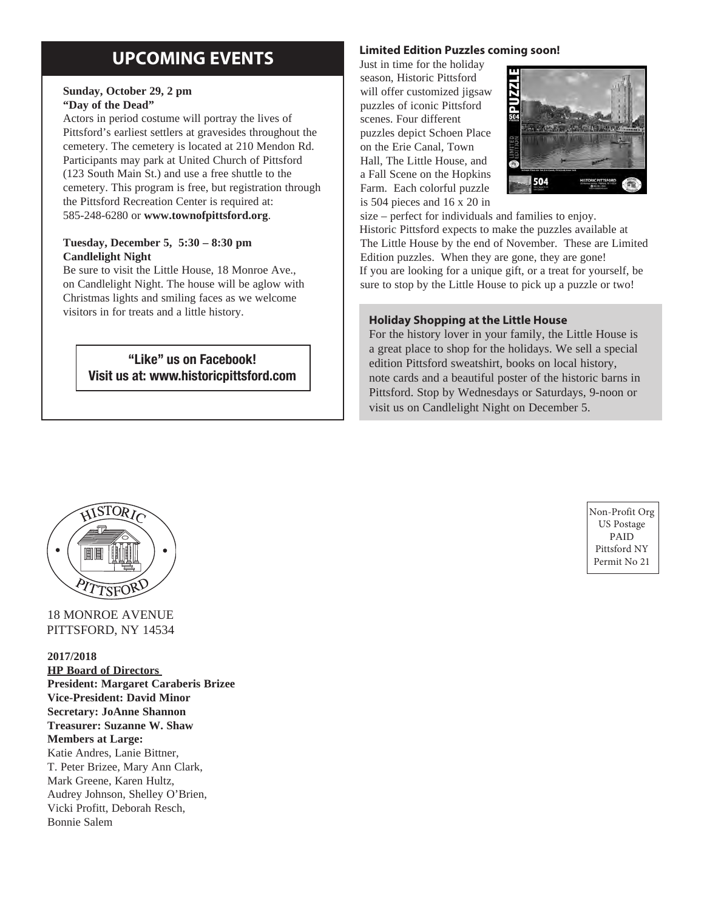## UPCOMING EVENTS

**Sunday, October 29, 2 pm**
**"Day of the Dead"**
Actors in period costume will portray the lives of Pittsford's earliest settlers at gravesides throughout the cemetery. The cemetery is located at 210 Mendon Rd. Participants may park at United Church of Pittsford (123 South Main St.) and use a free shuttle to the cemetery. This program is free, but registration through the Pittsford Recreation Center is required at: 585-248-6280 or **www.townofpittsford.org**.

**Tuesday, December 5, 5:30 – 8:30 pm**
**Candlelight Night**
Be sure to visit the Little House, 18 Monroe Ave., on Candlelight Night. The house will be aglow with Christmas lights and smiling faces as we welcome visitors in for treats and a little history.

**"Like" us on Facebook!**
**Visit us at: www.historicpittsford.com**

### Limited Edition Puzzles coming soon!

Just in time for the holiday season, Historic Pittsford will offer customized jigsaw puzzles of iconic Pittsford scenes. Four different puzzles depict Schoen Place on the Erie Canal, Town Hall, The Little House, and a Fall Scene on the Hopkins Farm. Each colorful puzzle is 504 pieces and 16 x 20 in size – perfect for individuals and families to enjoy. Historic Pittsford expects to make the puzzles available at The Little House by the end of November. These are Limited Edition puzzles. When they are gone, they are gone! If you are looking for a unique gift, or a treat for yourself, be sure to stop by the Little House to pick up a puzzle or two!

### Holiday Shopping at the Little House

For the history lover in your family, the Little House is a great place to shop for the holidays. We sell a special edition Pittsford sweatshirt, books on local history, note cards and a beautiful poster of the historic barns in Pittsford. Stop by Wednesdays or Saturdays, 9-noon or visit us on Candlelight Night on December 5.

HISTORIC PITTSFORD

18 MONROE AVENUE
PITTSFORD, NY 14534

Non-Profit Org
US Postage
PAID
Pittsford NY
Permit No 21

**2017/2018**
**HP Board of Directors**
**President: Margaret Caraberis Brizee**
**Vice-President: David Minor**
**Secretary: JoAnne Shannon**
**Treasurer: Suzanne W. Shaw**
**Members at Large:**
Katie Andres, Lanie Bittner, T. Peter Brizee, Mary Ann Clark, Mark Greene, Karen Hultz, Audrey Johnson, Shelley O'Brien, Vicki Profitt, Deborah Resch, Bonnie Salem